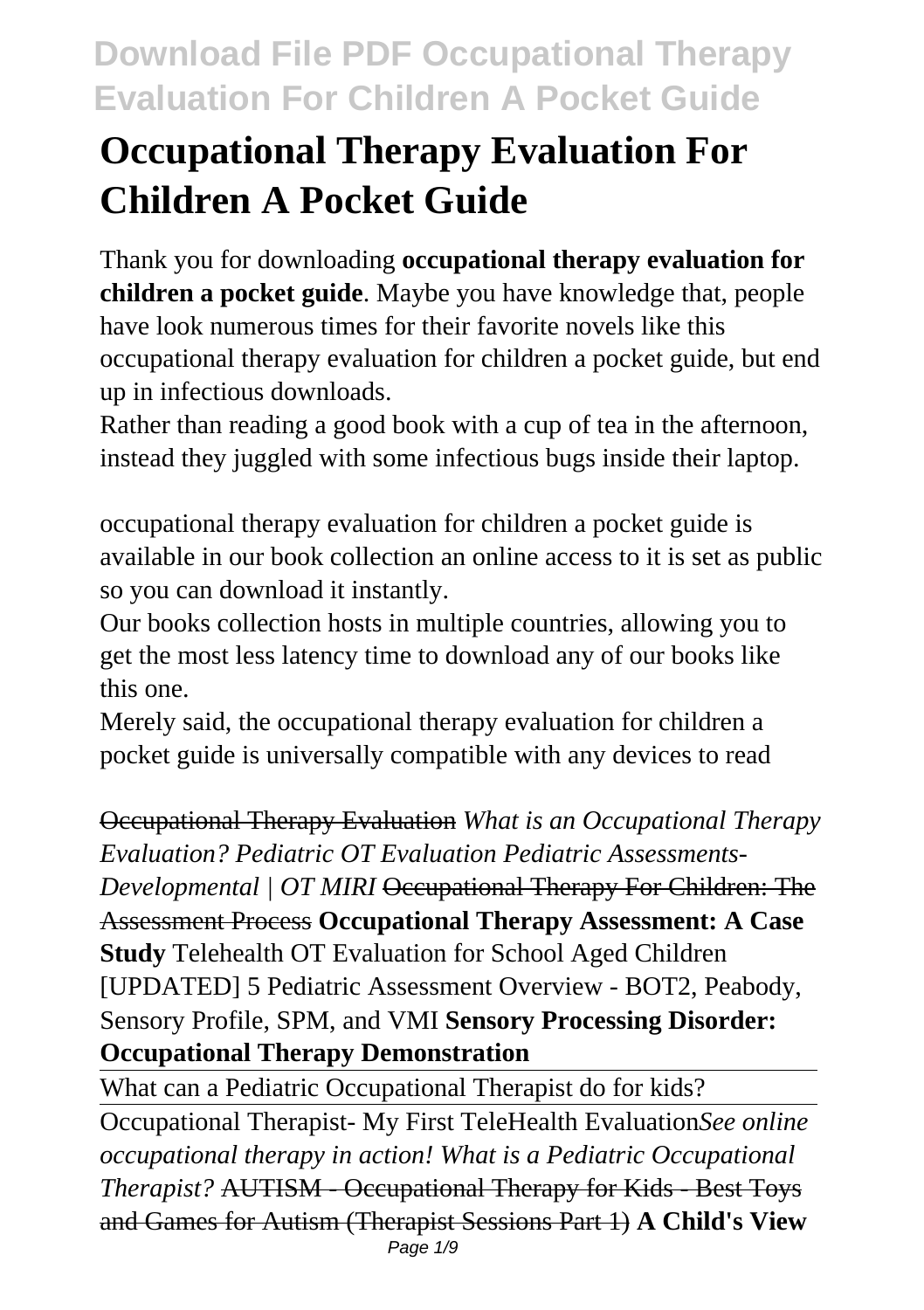# Occupational Therapy Evaluation For Children A Pocket Guide

Thank you for downloading **occupational therapy evaluation for children a pocket guide**. Maybe you have knowledge that, people have look numerous times for their favorite novels like this occupational therapy evaluation for children a pocket guide, but end up in infectious downloads.

Rather than reading a good book with a cup of tea in the afternoon, instead they juggled with some infectious bugs inside their laptop.

occupational therapy evaluation for children a pocket guide is available in our book collection an online access to it is set as public so you can download it instantly.

Our books collection hosts in multiple countries, allowing you to get the most less latency time to download any of our books like this one.

Merely said, the occupational therapy evaluation for children a pocket guide is universally compatible with any devices to read

~~Occupational Therapy Evaluation~~ *What is an Occupational Therapy Evaluation? Pediatric OT Evaluation Pediatric Assessments- Developmental | OT MIRI* ~~Occupational Therapy For Children: The Assessment Process~~ **Occupational Therapy Assessment: A Case Study** Telehealth OT Evaluation for School Aged Children [UPDATED] 5 Pediatric Assessment Overview - BOT2, Peabody, Sensory Profile, SPM, and VMI **Sensory Processing Disorder: Occupational Therapy Demonstration**

What can a Pediatric Occupational Therapist do for kids?

Occupational Therapist- My First TeleHealth Evaluation*See online occupational therapy in action! What is a Pediatric Occupational Therapist?* ~~AUTISM - Occupational Therapy for Kids - Best Toys and Games for Autism (Therapist Sessions Part 1)~~ **A Child's View**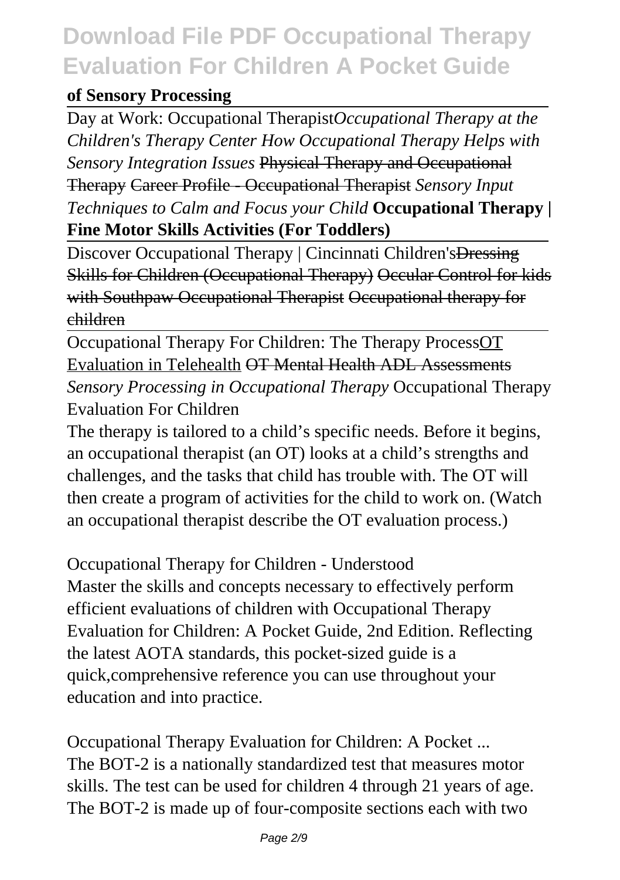**of Sensory Processing**

Day at Work: Occupational Therapist*Occupational Therapy at the Children's Therapy Center How Occupational Therapy Helps with Sensory Integration Issues* ~~Physical Therapy and Occupational Therapy~~ ~~Career Profile - Occupational Therapist~~ *Sensory Input Techniques to Calm and Focus your Child* **Occupational Therapy | Fine Motor Skills Activities (For Toddlers)**

Discover Occupational Therapy | Cincinnati Children's~~Dressing Skills for Children (Occupational Therapy)~~ ~~Occular Control for kids with Southpaw Occupational Therapist~~ ~~Occupational therapy for children~~

Occupational Therapy For Children: The Therapy ProcessOT Evaluation in Telehealth ~~OT Mental Health ADL Assessments~~ *Sensory Processing in Occupational Therapy* Occupational Therapy Evaluation For Children

The therapy is tailored to a child's specific needs. Before it begins, an occupational therapist (an OT) looks at a child's strengths and challenges, and the tasks that child has trouble with. The OT will then create a program of activities for the child to work on. (Watch an occupational therapist describe the OT evaluation process.)

Occupational Therapy for Children - Understood

Master the skills and concepts necessary to effectively perform efficient evaluations of children with Occupational Therapy Evaluation for Children: A Pocket Guide, 2nd Edition. Reflecting the latest AOTA standards, this pocket-sized guide is a quick,comprehensive reference you can use throughout your education and into practice.

Occupational Therapy Evaluation for Children: A Pocket ...

The BOT-2 is a nationally standardized test that measures motor skills. The test can be used for children 4 through 21 years of age. The BOT-2 is made up of four-composite sections each with two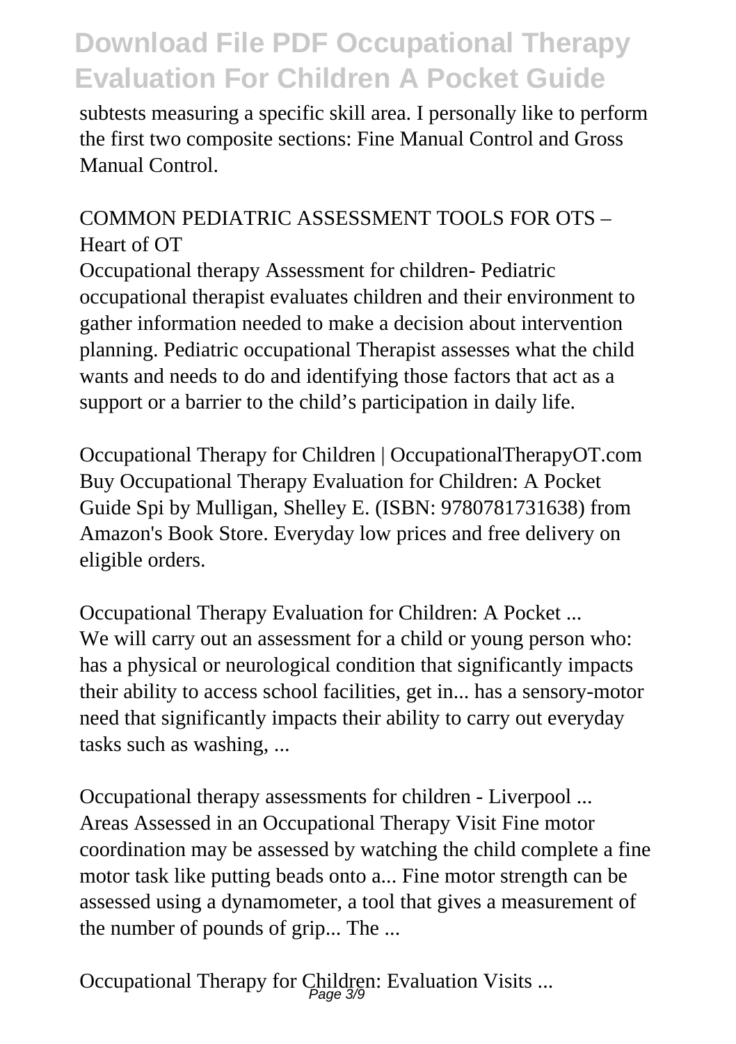subtests measuring a specific skill area. I personally like to perform the first two composite sections: Fine Manual Control and Gross Manual Control.

COMMON PEDIATRIC ASSESSMENT TOOLS FOR OTS – Heart of OT

Occupational therapy Assessment for children- Pediatric occupational therapist evaluates children and their environment to gather information needed to make a decision about intervention planning. Pediatric occupational Therapist assesses what the child wants and needs to do and identifying those factors that act as a support or a barrier to the child's participation in daily life.

Occupational Therapy for Children | OccupationalTherapyOT.com

Buy Occupational Therapy Evaluation for Children: A Pocket Guide Spi by Mulligan, Shelley E. (ISBN: 9780781731638) from Amazon's Book Store. Everyday low prices and free delivery on eligible orders.

Occupational Therapy Evaluation for Children: A Pocket ...

We will carry out an assessment for a child or young person who: has a physical or neurological condition that significantly impacts their ability to access school facilities, get in... has a sensory-motor need that significantly impacts their ability to carry out everyday tasks such as washing, ...

Occupational therapy assessments for children - Liverpool ...

Areas Assessed in an Occupational Therapy Visit Fine motor coordination may be assessed by watching the child complete a fine motor task like putting beads onto a... Fine motor strength can be assessed using a dynamometer, a tool that gives a measurement of the number of pounds of grip... The ...

Occupational Therapy for Children: Evaluation Visits ...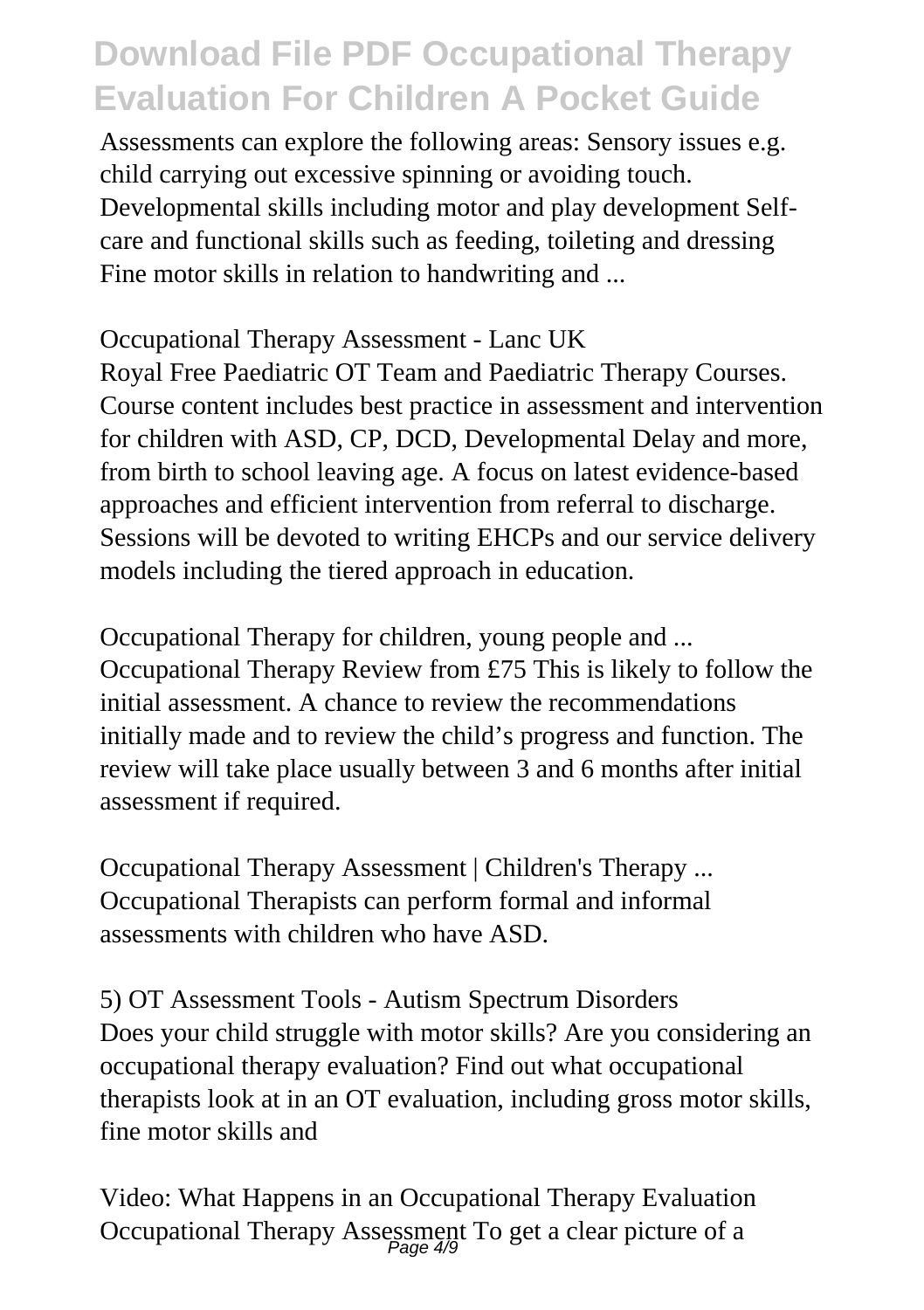Assessments can explore the following areas: Sensory issues e.g. child carrying out excessive spinning or avoiding touch. Developmental skills including motor and play development Self-care and functional skills such as feeding, toileting and dressing Fine motor skills in relation to handwriting and ...

Occupational Therapy Assessment - Lanc UK

Royal Free Paediatric OT Team and Paediatric Therapy Courses. Course content includes best practice in assessment and intervention for children with ASD, CP, DCD, Developmental Delay and more, from birth to school leaving age. A focus on latest evidence-based approaches and efficient intervention from referral to discharge. Sessions will be devoted to writing EHCPs and our service delivery models including the tiered approach in education.

Occupational Therapy for children, young people and ...

Occupational Therapy Review from £75 This is likely to follow the initial assessment. A chance to review the recommendations initially made and to review the child's progress and function. The review will take place usually between 3 and 6 months after initial assessment if required.

Occupational Therapy Assessment | Children's Therapy ...

Occupational Therapists can perform formal and informal assessments with children who have ASD.

5) OT Assessment Tools - Autism Spectrum Disorders

Does your child struggle with motor skills? Are you considering an occupational therapy evaluation? Find out what occupational therapists look at in an OT evaluation, including gross motor skills, fine motor skills and

Video: What Happens in an Occupational Therapy Evaluation

Occupational Therapy Assessment To get a clear picture of a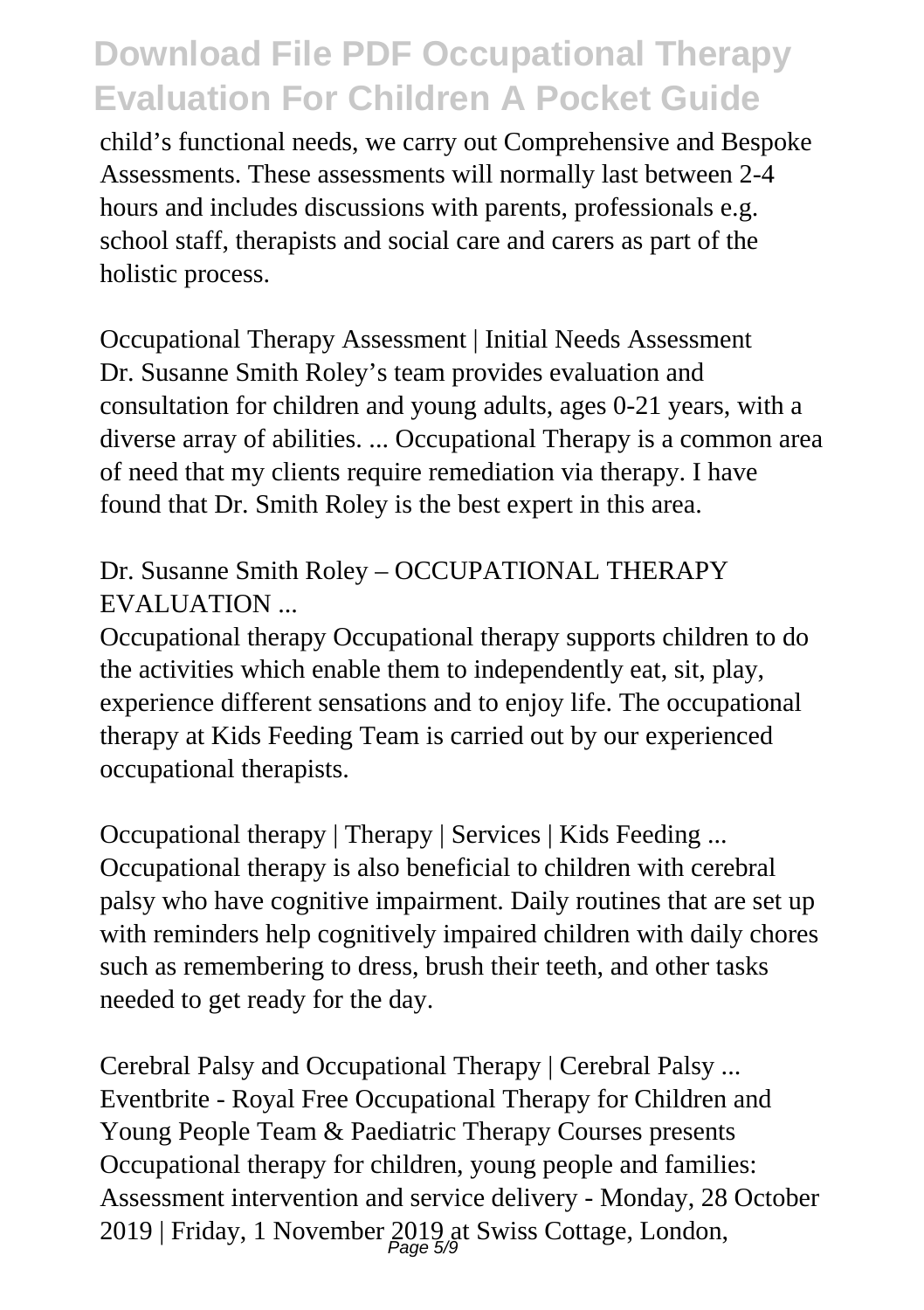child's functional needs, we carry out Comprehensive and Bespoke Assessments. These assessments will normally last between 2-4 hours and includes discussions with parents, professionals e.g. school staff, therapists and social care and carers as part of the holistic process.

Occupational Therapy Assessment | Initial Needs Assessment
Dr. Susanne Smith Roley's team provides evaluation and consultation for children and young adults, ages 0-21 years, with a diverse array of abilities. ... Occupational Therapy is a common area of need that my clients require remediation via therapy. I have found that Dr. Smith Roley is the best expert in this area.

Dr. Susanne Smith Roley – OCCUPATIONAL THERAPY EVALUATION ...
Occupational therapy Occupational therapy supports children to do the activities which enable them to independently eat, sit, play, experience different sensations and to enjoy life. The occupational therapy at Kids Feeding Team is carried out by our experienced occupational therapists.

Occupational therapy | Therapy | Services | Kids Feeding ...
Occupational therapy is also beneficial to children with cerebral palsy who have cognitive impairment. Daily routines that are set up with reminders help cognitively impaired children with daily chores such as remembering to dress, brush their teeth, and other tasks needed to get ready for the day.

Cerebral Palsy and Occupational Therapy | Cerebral Palsy ...
Eventbrite - Royal Free Occupational Therapy for Children and Young People Team & Paediatric Therapy Courses presents Occupational therapy for children, young people and families: Assessment intervention and service delivery - Monday, 28 October 2019 | Friday, 1 November 2019 at Swiss Cottage, London,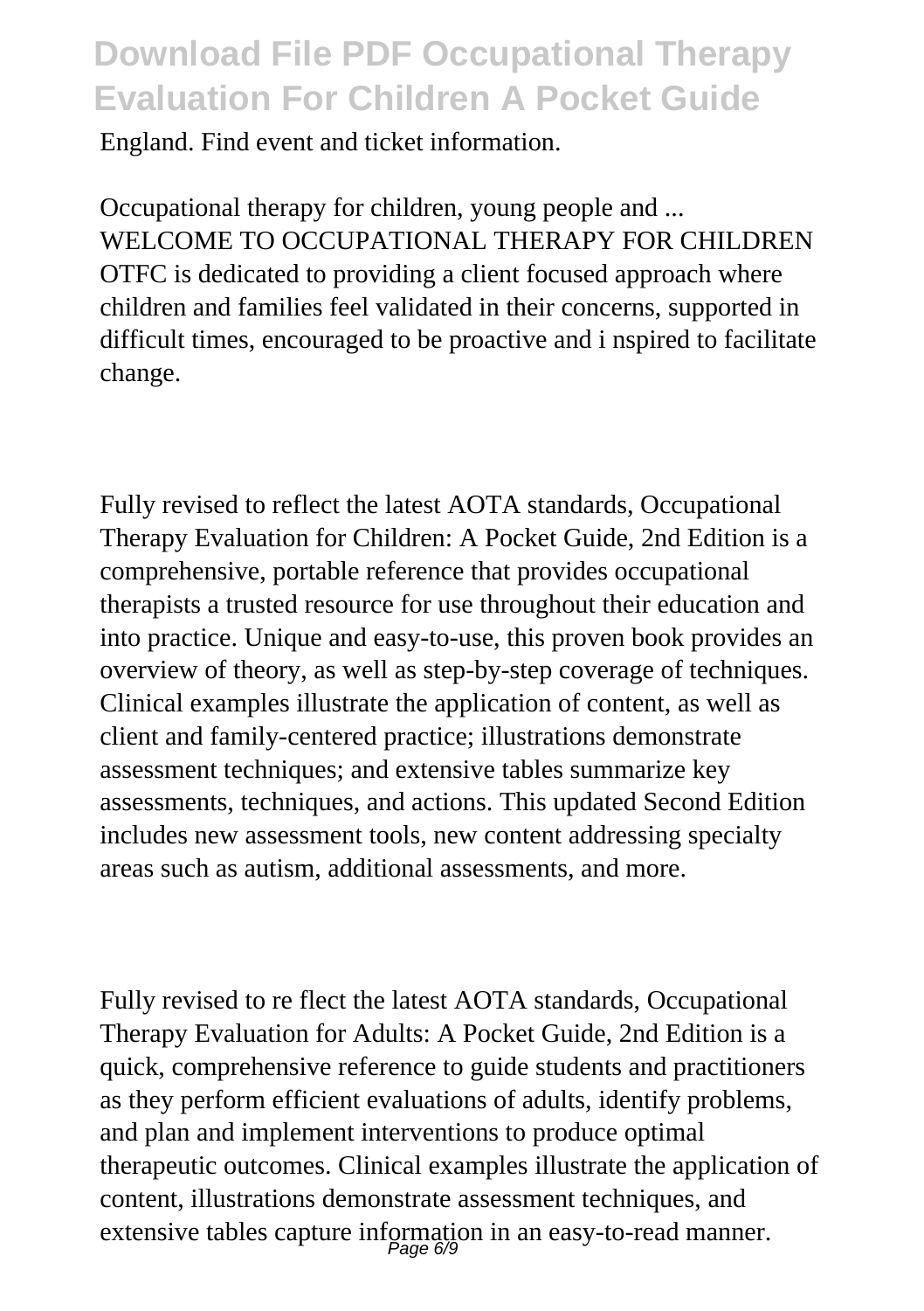England. Find event and ticket information.

Occupational therapy for children, young people and ...
WELCOME TO OCCUPATIONAL THERAPY FOR CHILDREN OTFC is dedicated to providing a client focused approach where children and families feel validated in their concerns, supported in difficult times, encouraged to be proactive and i nspired to facilitate change.

Fully revised to reflect the latest AOTA standards, Occupational Therapy Evaluation for Children: A Pocket Guide, 2nd Edition is a comprehensive, portable reference that provides occupational therapists a trusted resource for use throughout their education and into practice. Unique and easy-to-use, this proven book provides an overview of theory, as well as step-by-step coverage of techniques. Clinical examples illustrate the application of content, as well as client and family-centered practice; illustrations demonstrate assessment techniques; and extensive tables summarize key assessments, techniques, and actions. This updated Second Edition includes new assessment tools, new content addressing specialty areas such as autism, additional assessments, and more.

Fully revised to re flect the latest AOTA standards, Occupational Therapy Evaluation for Adults: A Pocket Guide, 2nd Edition is a quick, comprehensive reference to guide students and practitioners as they perform efficient evaluations of adults, identify problems, and plan and implement interventions to produce optimal therapeutic outcomes. Clinical examples illustrate the application of content, illustrations demonstrate assessment techniques, and extensive tables capture information in an easy-to-read manner.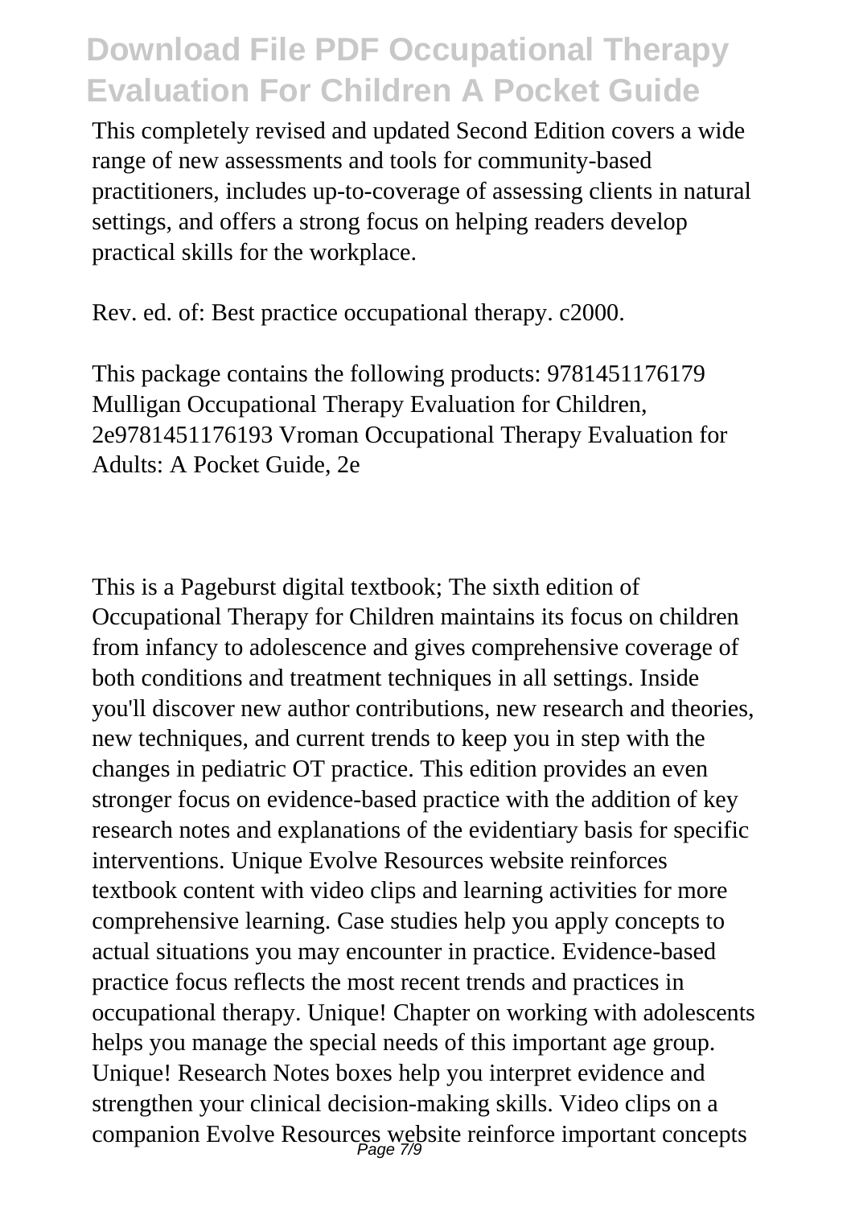This completely revised and updated Second Edition covers a wide range of new assessments and tools for community-based practitioners, includes up-to-coverage of assessing clients in natural settings, and offers a strong focus on helping readers develop practical skills for the workplace.

Rev. ed. of: Best practice occupational therapy. c2000.

This package contains the following products: 9781451176179 Mulligan Occupational Therapy Evaluation for Children, 2e9781451176193 Vroman Occupational Therapy Evaluation for Adults: A Pocket Guide, 2e

This is a Pageburst digital textbook; The sixth edition of Occupational Therapy for Children maintains its focus on children from infancy to adolescence and gives comprehensive coverage of both conditions and treatment techniques in all settings. Inside you'll discover new author contributions, new research and theories, new techniques, and current trends to keep you in step with the changes in pediatric OT practice. This edition provides an even stronger focus on evidence-based practice with the addition of key research notes and explanations of the evidentiary basis for specific interventions. Unique Evolve Resources website reinforces textbook content with video clips and learning activities for more comprehensive learning. Case studies help you apply concepts to actual situations you may encounter in practice. Evidence-based practice focus reflects the most recent trends and practices in occupational therapy. Unique! Chapter on working with adolescents helps you manage the special needs of this important age group. Unique! Research Notes boxes help you interpret evidence and strengthen your clinical decision-making skills. Video clips on a companion Evolve Resources website reinforce important concepts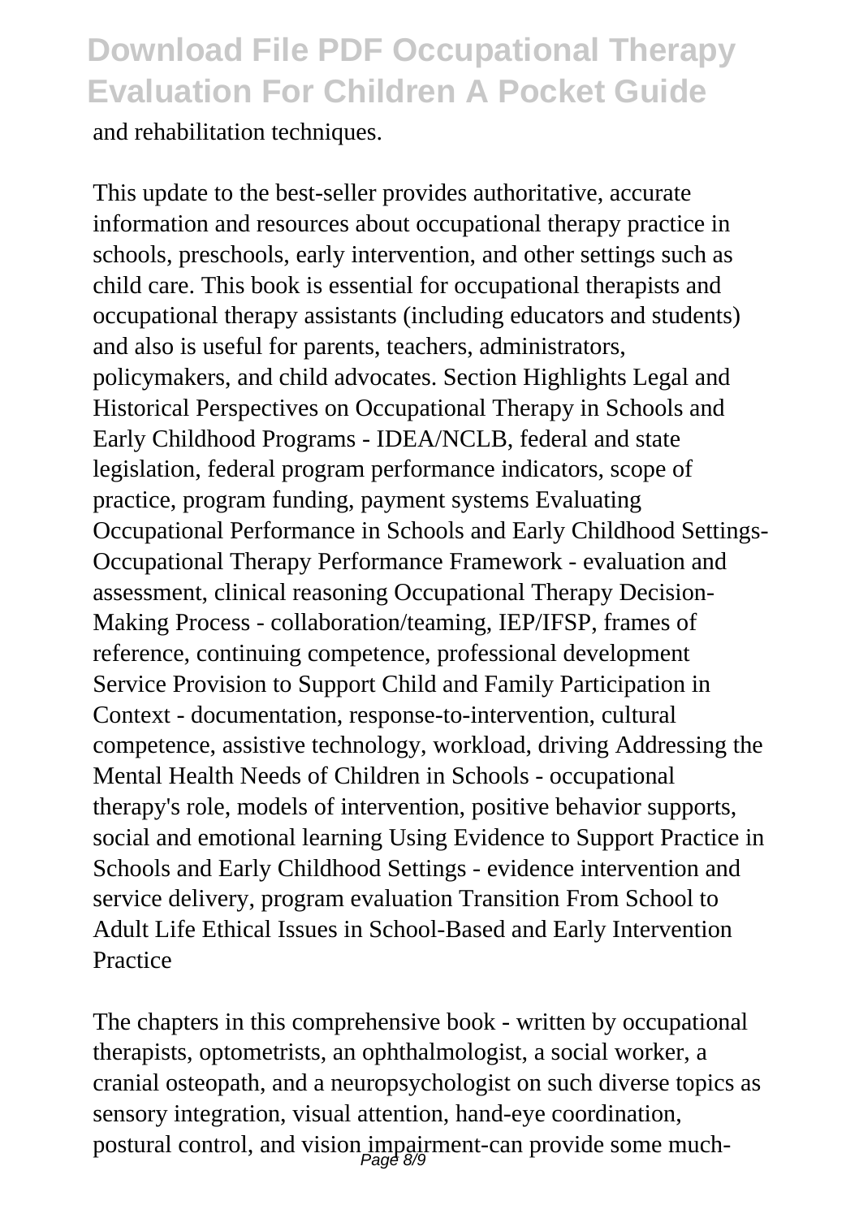and rehabilitation techniques.

This update to the best-seller provides authoritative, accurate information and resources about occupational therapy practice in schools, preschools, early intervention, and other settings such as child care. This book is essential for occupational therapists and occupational therapy assistants (including educators and students) and also is useful for parents, teachers, administrators, policymakers, and child advocates. Section Highlights Legal and Historical Perspectives on Occupational Therapy in Schools and Early Childhood Programs - IDEA/NCLB, federal and state legislation, federal program performance indicators, scope of practice, program funding, payment systems Evaluating Occupational Performance in Schools and Early Childhood Settings-Occupational Therapy Performance Framework - evaluation and assessment, clinical reasoning Occupational Therapy Decision-Making Process - collaboration/teaming, IEP/IFSP, frames of reference, continuing competence, professional development Service Provision to Support Child and Family Participation in Context - documentation, response-to-intervention, cultural competence, assistive technology, workload, driving Addressing the Mental Health Needs of Children in Schools - occupational therapy's role, models of intervention, positive behavior supports, social and emotional learning Using Evidence to Support Practice in Schools and Early Childhood Settings - evidence intervention and service delivery, program evaluation Transition From School to Adult Life Ethical Issues in School-Based and Early Intervention Practice

The chapters in this comprehensive book - written by occupational therapists, optometrists, an ophthalmologist, a social worker, a cranial osteopath, and a neuropsychologist on such diverse topics as sensory integration, visual attention, hand-eye coordination, postural control, and vision impairment-can provide some much-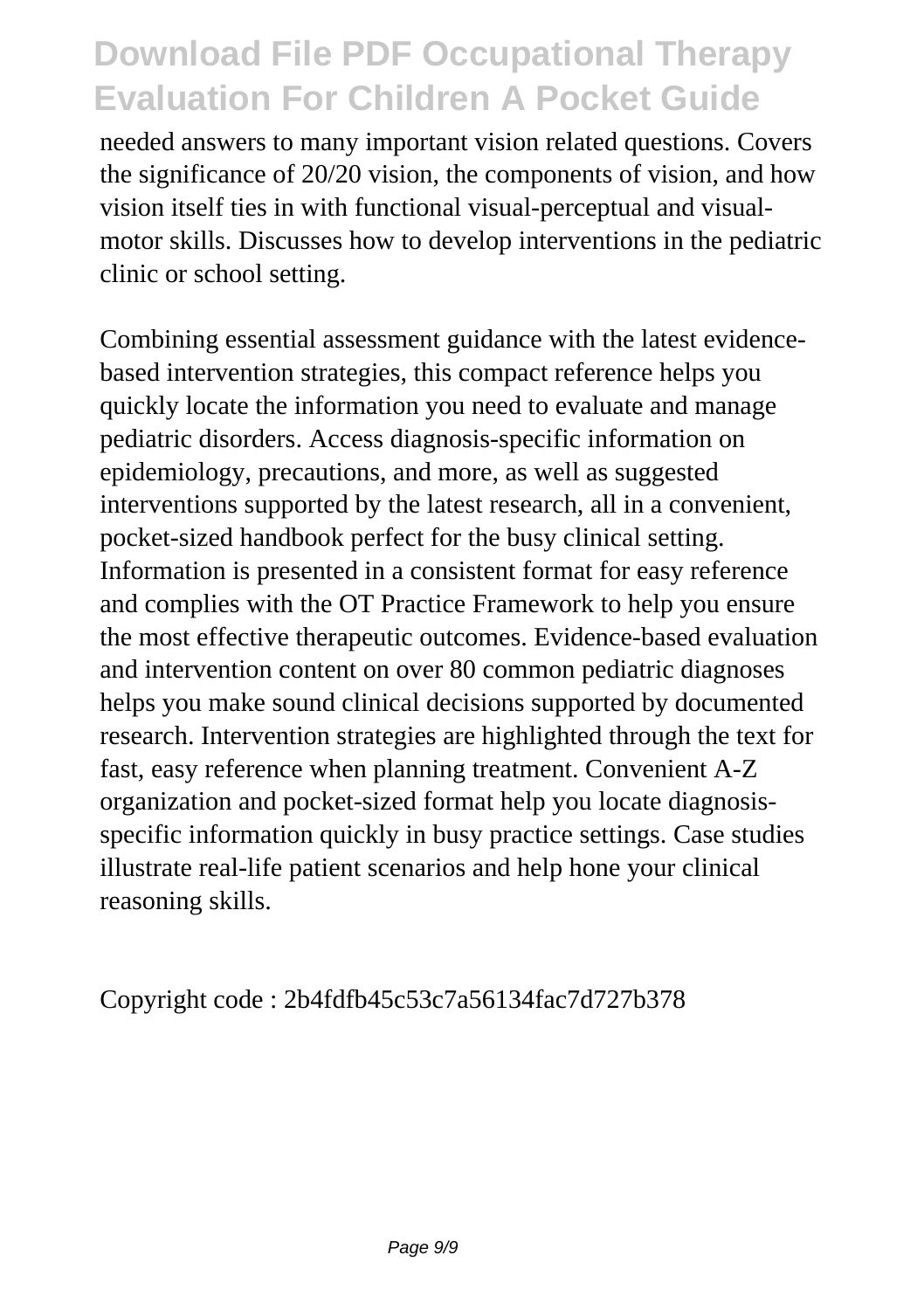needed answers to many important vision related questions. Covers the significance of 20/20 vision, the components of vision, and how vision itself ties in with functional visual-perceptual and visual-motor skills. Discusses how to develop interventions in the pediatric clinic or school setting.

Combining essential assessment guidance with the latest evidence-based intervention strategies, this compact reference helps you quickly locate the information you need to evaluate and manage pediatric disorders. Access diagnosis-specific information on epidemiology, precautions, and more, as well as suggested interventions supported by the latest research, all in a convenient, pocket-sized handbook perfect for the busy clinical setting. Information is presented in a consistent format for easy reference and complies with the OT Practice Framework to help you ensure the most effective therapeutic outcomes. Evidence-based evaluation and intervention content on over 80 common pediatric diagnoses helps you make sound clinical decisions supported by documented research. Intervention strategies are highlighted through the text for fast, easy reference when planning treatment. Convenient A-Z organization and pocket-sized format help you locate diagnosis-specific information quickly in busy practice settings. Case studies illustrate real-life patient scenarios and help hone your clinical reasoning skills.

Copyright code : 2b4fdfb45c53c7a56134fac7d727b378